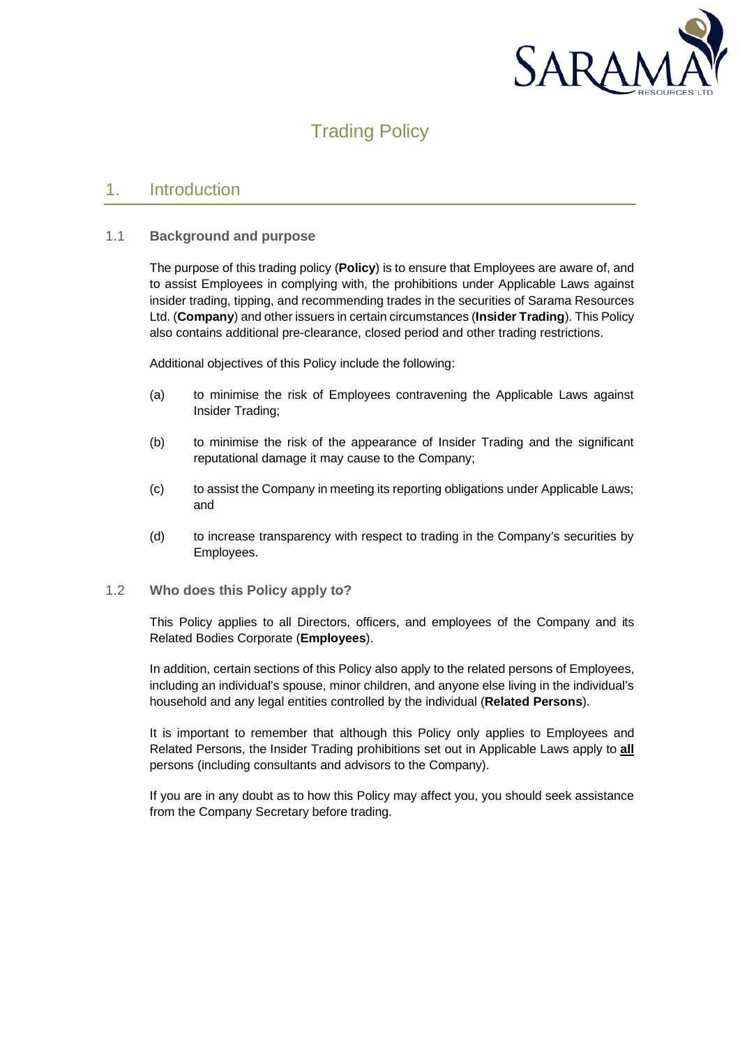# Trading Policy

## 1. Introduction

### 1.1 Background and purpose

The purpose of this trading policy (**Policy**) is to ensure that Employees are aware of, and to assist Employees in complying with, the prohibitions under Applicable Laws against insider trading, tipping, and recommending trades in the securities of Sarama Resources Ltd. (**Company**) and other issuers in certain circumstances (**Insider Trading**). This Policy also contains additional pre-clearance, closed period and other trading restrictions.

Additional objectives of this Policy include the following:

(a) to minimise the risk of Employees contravening the Applicable Laws against Insider Trading;

(b) to minimise the risk of the appearance of Insider Trading and the significant reputational damage it may cause to the Company;

(c) to assist the Company in meeting its reporting obligations under Applicable Laws; and

(d) to increase transparency with respect to trading in the Company's securities by Employees.

### 1.2 Who does this Policy apply to?

This Policy applies to all Directors, officers, and employees of the Company and its Related Bodies Corporate (**Employees**).

In addition, certain sections of this Policy also apply to the related persons of Employees, including an individual's spouse, minor children, and anyone else living in the individual's household and any legal entities controlled by the individual (**Related Persons**).

It is important to remember that although this Policy only applies to Employees and Related Persons, the Insider Trading prohibitions set out in Applicable Laws apply to **all** persons (including consultants and advisors to the Company).

If you are in any doubt as to how this Policy may affect you, you should seek assistance from the Company Secretary before trading.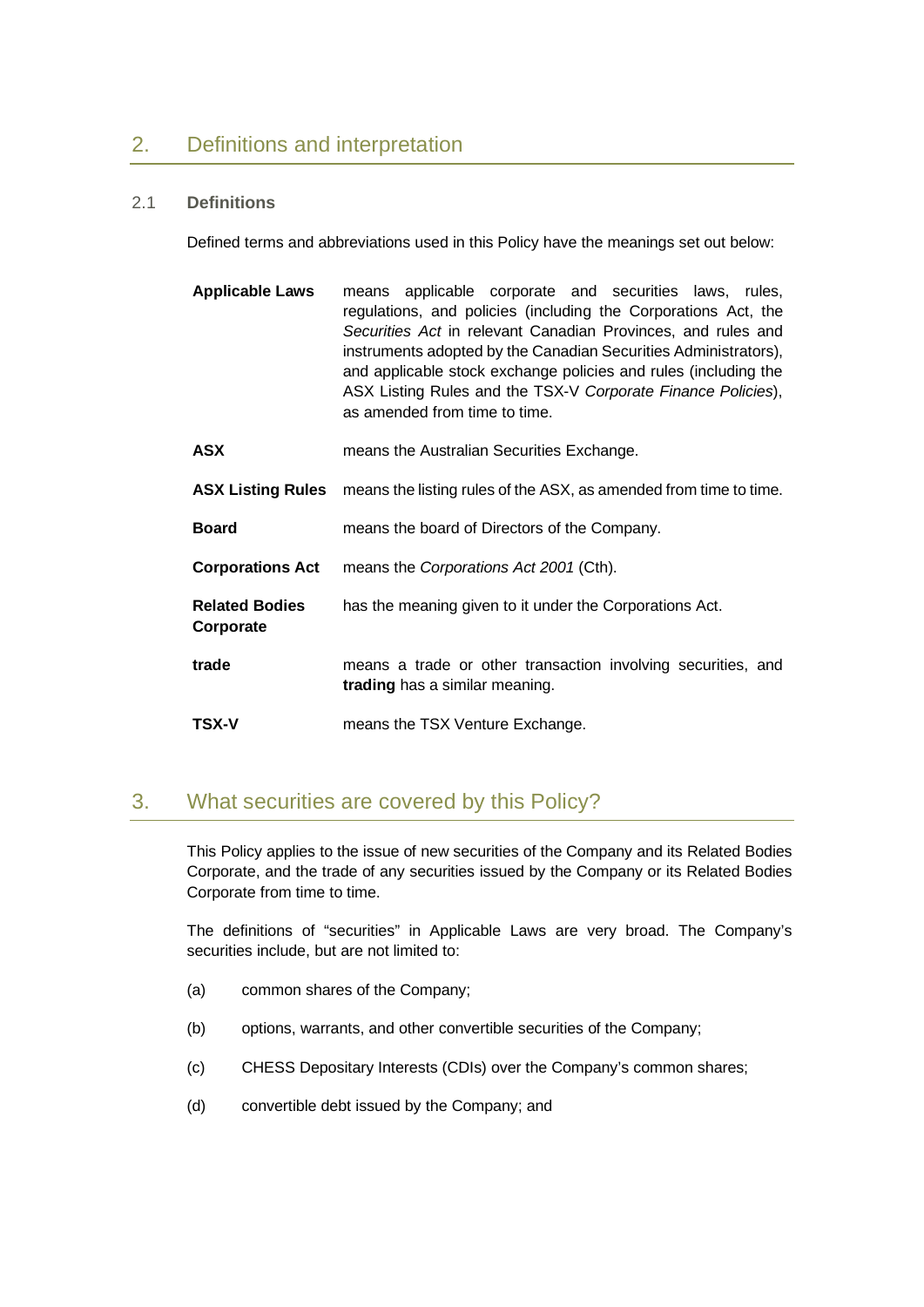## 2. Definitions and interpretation

### 2.1 Definitions

Defined terms and abbreviations used in this Policy have the meanings set out below:

| | |
|---|---|
| **Applicable Laws** | means applicable corporate and securities laws, rules, regulations, and policies (including the Corporations Act, the *Securities Act* in relevant Canadian Provinces, and rules and instruments adopted by the Canadian Securities Administrators), and applicable stock exchange policies and rules (including the ASX Listing Rules and the TSX-V *Corporate Finance Policies*), as amended from time to time. |
| **ASX** | means the Australian Securities Exchange. |
| **ASX Listing Rules** | means the listing rules of the ASX, as amended from time to time. |
| **Board** | means the board of Directors of the Company. |
| **Corporations Act** | means the *Corporations Act 2001* (Cth). |
| **Related Bodies Corporate** | has the meaning given to it under the Corporations Act. |
| **trade** | means a trade or other transaction involving securities, and **trading** has a similar meaning. |
| **TSX-V** | means the TSX Venture Exchange. |

## 3. What securities are covered by this Policy?

This Policy applies to the issue of new securities of the Company and its Related Bodies Corporate, and the trade of any securities issued by the Company or its Related Bodies Corporate from time to time.

The definitions of "securities" in Applicable Laws are very broad. The Company's securities include, but are not limited to:

(a) common shares of the Company;

(b) options, warrants, and other convertible securities of the Company;

(c) CHESS Depositary Interests (CDIs) over the Company's common shares;

(d) convertible debt issued by the Company; and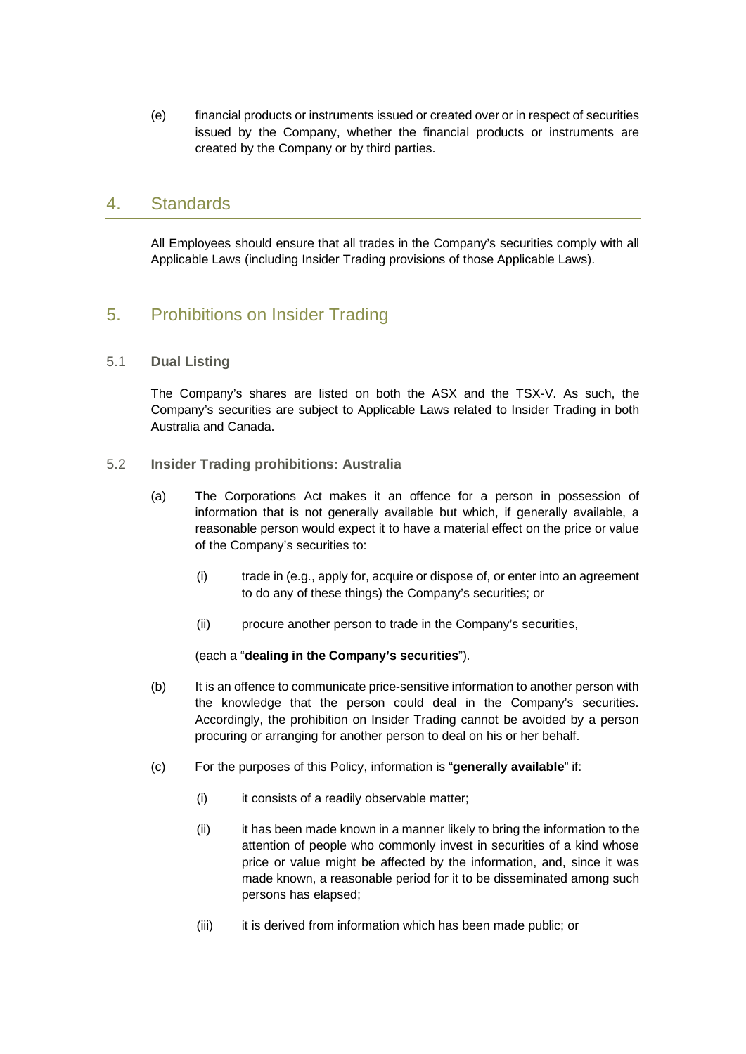(e) financial products or instruments issued or created over or in respect of securities issued by the Company, whether the financial products or instruments are created by the Company or by third parties.

## 4. Standards

All Employees should ensure that all trades in the Company's securities comply with all Applicable Laws (including Insider Trading provisions of those Applicable Laws).

## 5. Prohibitions on Insider Trading

### 5.1 Dual Listing

The Company's shares are listed on both the ASX and the TSX-V. As such, the Company's securities are subject to Applicable Laws related to Insider Trading in both Australia and Canada.

### 5.2 Insider Trading prohibitions: Australia

(a) The Corporations Act makes it an offence for a person in possession of information that is not generally available but which, if generally available, a reasonable person would expect it to have a material effect on the price or value of the Company's securities to:

(i) trade in (e.g., apply for, acquire or dispose of, or enter into an agreement to do any of these things) the Company's securities; or

(ii) procure another person to trade in the Company's securities,

(each a "**dealing in the Company's securities**").

(b) It is an offence to communicate price-sensitive information to another person with the knowledge that the person could deal in the Company's securities. Accordingly, the prohibition on Insider Trading cannot be avoided by a person procuring or arranging for another person to deal on his or her behalf.

(c) For the purposes of this Policy, information is "**generally available**" if:

(i) it consists of a readily observable matter;

(ii) it has been made known in a manner likely to bring the information to the attention of people who commonly invest in securities of a kind whose price or value might be affected by the information, and, since it was made known, a reasonable period for it to be disseminated among such persons has elapsed;

(iii) it is derived from information which has been made public; or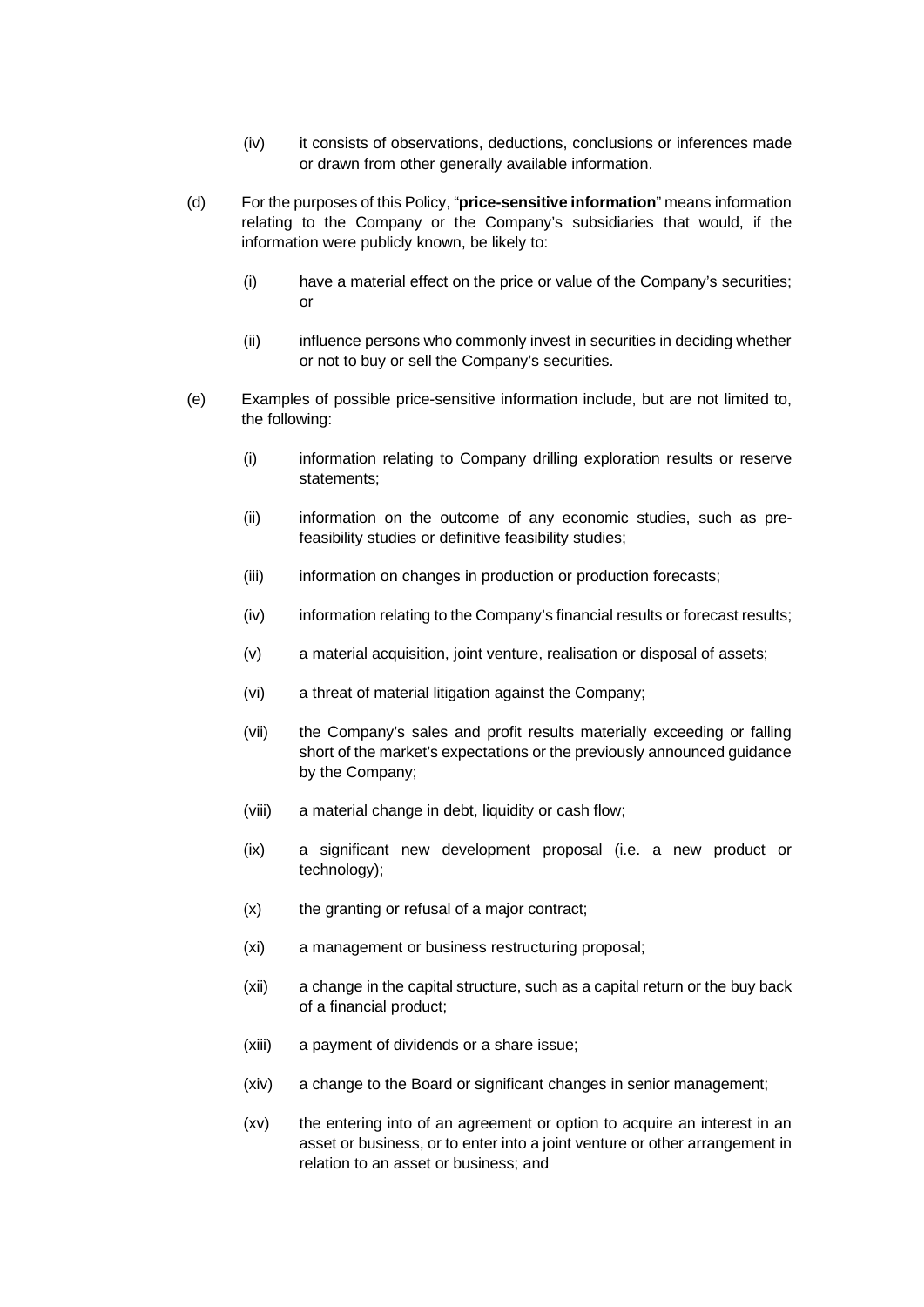(iv) it consists of observations, deductions, conclusions or inferences made or drawn from other generally available information.

(d) For the purposes of this Policy, "**price-sensitive information**" means information relating to the Company or the Company's subsidiaries that would, if the information were publicly known, be likely to:

(i) have a material effect on the price or value of the Company's securities; or

(ii) influence persons who commonly invest in securities in deciding whether or not to buy or sell the Company's securities.

(e) Examples of possible price-sensitive information include, but are not limited to, the following:

(i) information relating to Company drilling exploration results or reserve statements;

(ii) information on the outcome of any economic studies, such as pre-feasibility studies or definitive feasibility studies;

(iii) information on changes in production or production forecasts;

(iv) information relating to the Company's financial results or forecast results;

(v) a material acquisition, joint venture, realisation or disposal of assets;

(vi) a threat of material litigation against the Company;

(vii) the Company's sales and profit results materially exceeding or falling short of the market's expectations or the previously announced guidance by the Company;

(viii) a material change in debt, liquidity or cash flow;

(ix) a significant new development proposal (i.e. a new product or technology);

(x) the granting or refusal of a major contract;

(xi) a management or business restructuring proposal;

(xii) a change in the capital structure, such as a capital return or the buy back of a financial product;

(xiii) a payment of dividends or a share issue;

(xiv) a change to the Board or significant changes in senior management;

(xv) the entering into of an agreement or option to acquire an interest in an asset or business, or to enter into a joint venture or other arrangement in relation to an asset or business; and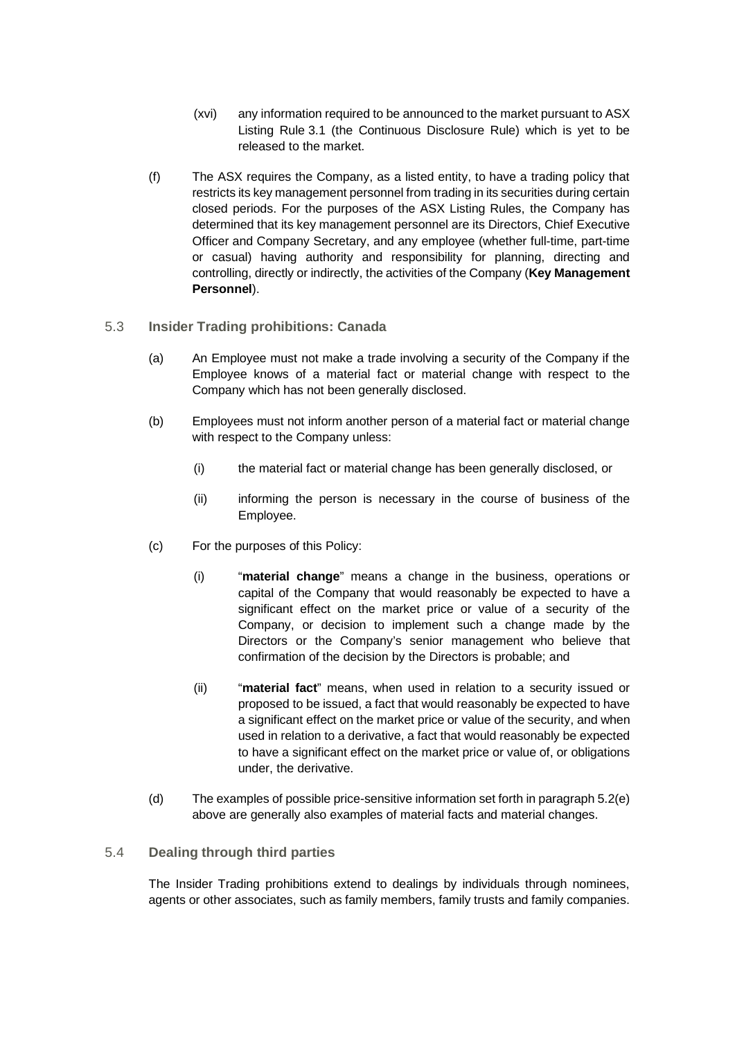(xvi) any information required to be announced to the market pursuant to ASX Listing Rule 3.1 (the Continuous Disclosure Rule) which is yet to be released to the market.

(f) The ASX requires the Company, as a listed entity, to have a trading policy that restricts its key management personnel from trading in its securities during certain closed periods. For the purposes of the ASX Listing Rules, the Company has determined that its key management personnel are its Directors, Chief Executive Officer and Company Secretary, and any employee (whether full-time, part-time or casual) having authority and responsibility for planning, directing and controlling, directly or indirectly, the activities of the Company (**Key Management Personnel**).

### 5.3 Insider Trading prohibitions: Canada

(a) An Employee must not make a trade involving a security of the Company if the Employee knows of a material fact or material change with respect to the Company which has not been generally disclosed.

(b) Employees must not inform another person of a material fact or material change with respect to the Company unless:

(i) the material fact or material change has been generally disclosed, or

(ii) informing the person is necessary in the course of business of the Employee.

(c) For the purposes of this Policy:

(i) "**material change**" means a change in the business, operations or capital of the Company that would reasonably be expected to have a significant effect on the market price or value of a security of the Company, or decision to implement such a change made by the Directors or the Company's senior management who believe that confirmation of the decision by the Directors is probable; and

(ii) "**material fact**" means, when used in relation to a security issued or proposed to be issued, a fact that would reasonably be expected to have a significant effect on the market price or value of the security, and when used in relation to a derivative, a fact that would reasonably be expected to have a significant effect on the market price or value of, or obligations under, the derivative.

(d) The examples of possible price-sensitive information set forth in paragraph 5.2(e) above are generally also examples of material facts and material changes.

### 5.4 Dealing through third parties

The Insider Trading prohibitions extend to dealings by individuals through nominees, agents or other associates, such as family members, family trusts and family companies.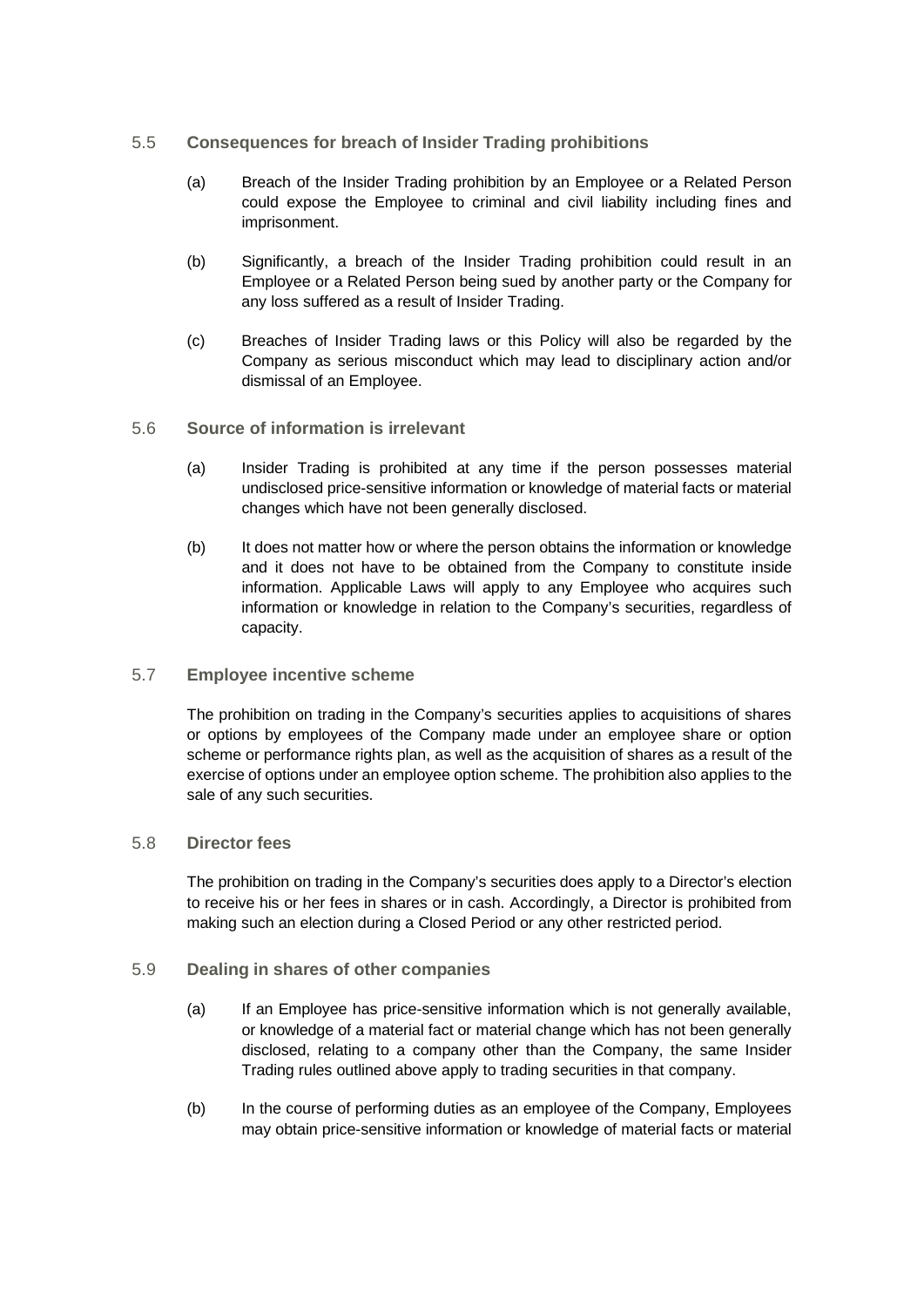### 5.5 Consequences for breach of Insider Trading prohibitions

(a) Breach of the Insider Trading prohibition by an Employee or a Related Person could expose the Employee to criminal and civil liability including fines and imprisonment.

(b) Significantly, a breach of the Insider Trading prohibition could result in an Employee or a Related Person being sued by another party or the Company for any loss suffered as a result of Insider Trading.

(c) Breaches of Insider Trading laws or this Policy will also be regarded by the Company as serious misconduct which may lead to disciplinary action and/or dismissal of an Employee.

### 5.6 Source of information is irrelevant

(a) Insider Trading is prohibited at any time if the person possesses material undisclosed price-sensitive information or knowledge of material facts or material changes which have not been generally disclosed.

(b) It does not matter how or where the person obtains the information or knowledge and it does not have to be obtained from the Company to constitute inside information. Applicable Laws will apply to any Employee who acquires such information or knowledge in relation to the Company's securities, regardless of capacity.

### 5.7 Employee incentive scheme

The prohibition on trading in the Company's securities applies to acquisitions of shares or options by employees of the Company made under an employee share or option scheme or performance rights plan, as well as the acquisition of shares as a result of the exercise of options under an employee option scheme. The prohibition also applies to the sale of any such securities.

### 5.8 Director fees

The prohibition on trading in the Company's securities does apply to a Director's election to receive his or her fees in shares or in cash. Accordingly, a Director is prohibited from making such an election during a Closed Period or any other restricted period.

### 5.9 Dealing in shares of other companies

(a) If an Employee has price-sensitive information which is not generally available, or knowledge of a material fact or material change which has not been generally disclosed, relating to a company other than the Company, the same Insider Trading rules outlined above apply to trading securities in that company.

(b) In the course of performing duties as an employee of the Company, Employees may obtain price-sensitive information or knowledge of material facts or material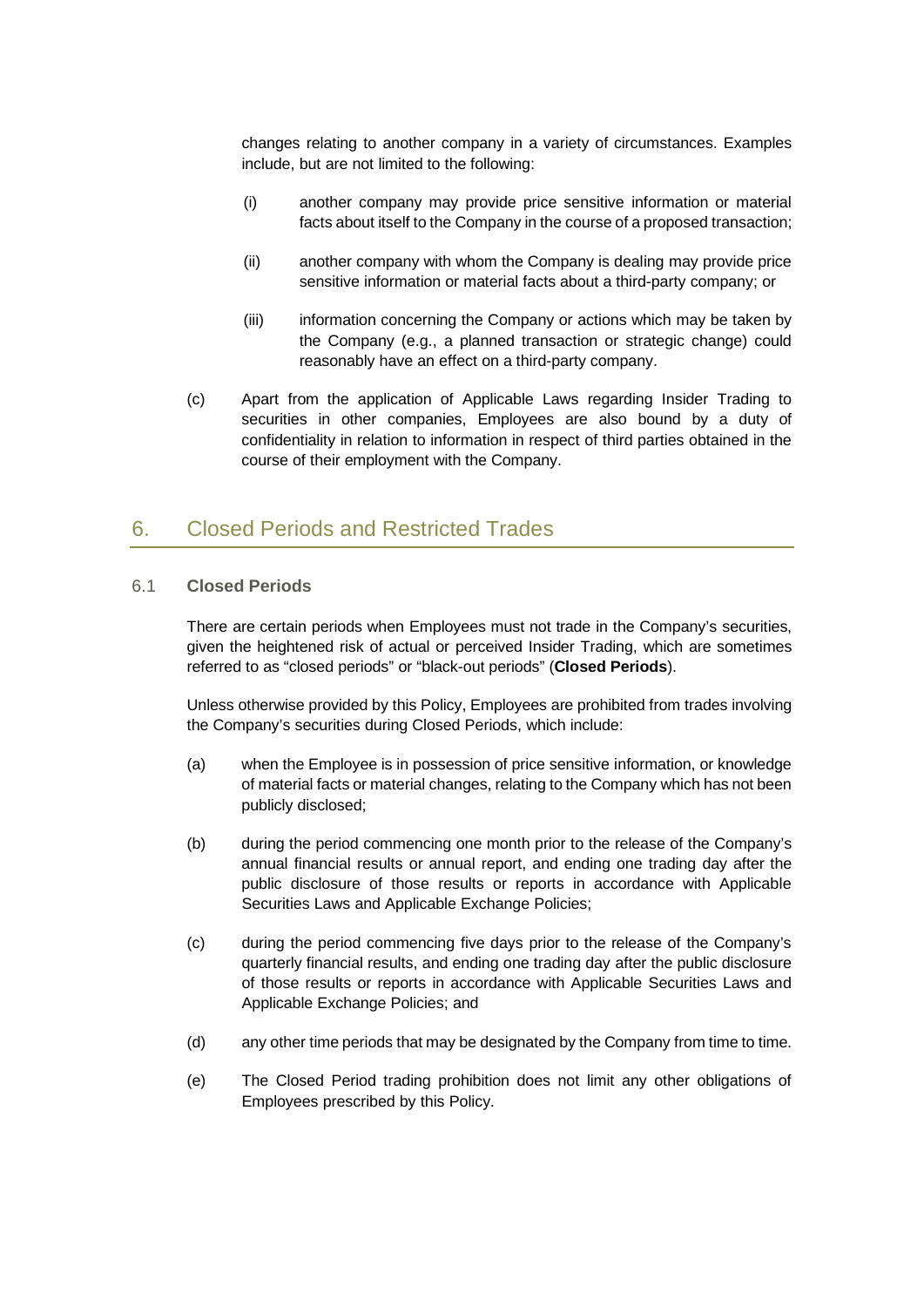changes relating to another company in a variety of circumstances. Examples include, but are not limited to the following:

(i) another company may provide price sensitive information or material facts about itself to the Company in the course of a proposed transaction;

(ii) another company with whom the Company is dealing may provide price sensitive information or material facts about a third-party company; or

(iii) information concerning the Company or actions which may be taken by the Company (e.g., a planned transaction or strategic change) could reasonably have an effect on a third-party company.

(c) Apart from the application of Applicable Laws regarding Insider Trading to securities in other companies, Employees are also bound by a duty of confidentiality in relation to information in respect of third parties obtained in the course of their employment with the Company.

## 6. Closed Periods and Restricted Trades

### 6.1 Closed Periods

There are certain periods when Employees must not trade in the Company's securities, given the heightened risk of actual or perceived Insider Trading, which are sometimes referred to as "closed periods" or "black-out periods" (**Closed Periods**).

Unless otherwise provided by this Policy, Employees are prohibited from trades involving the Company's securities during Closed Periods, which include:

(a) when the Employee is in possession of price sensitive information, or knowledge of material facts or material changes, relating to the Company which has not been publicly disclosed;

(b) during the period commencing one month prior to the release of the Company's annual financial results or annual report, and ending one trading day after the public disclosure of those results or reports in accordance with Applicable Securities Laws and Applicable Exchange Policies;

(c) during the period commencing five days prior to the release of the Company's quarterly financial results, and ending one trading day after the public disclosure of those results or reports in accordance with Applicable Securities Laws and Applicable Exchange Policies; and

(d) any other time periods that may be designated by the Company from time to time.

(e) The Closed Period trading prohibition does not limit any other obligations of Employees prescribed by this Policy.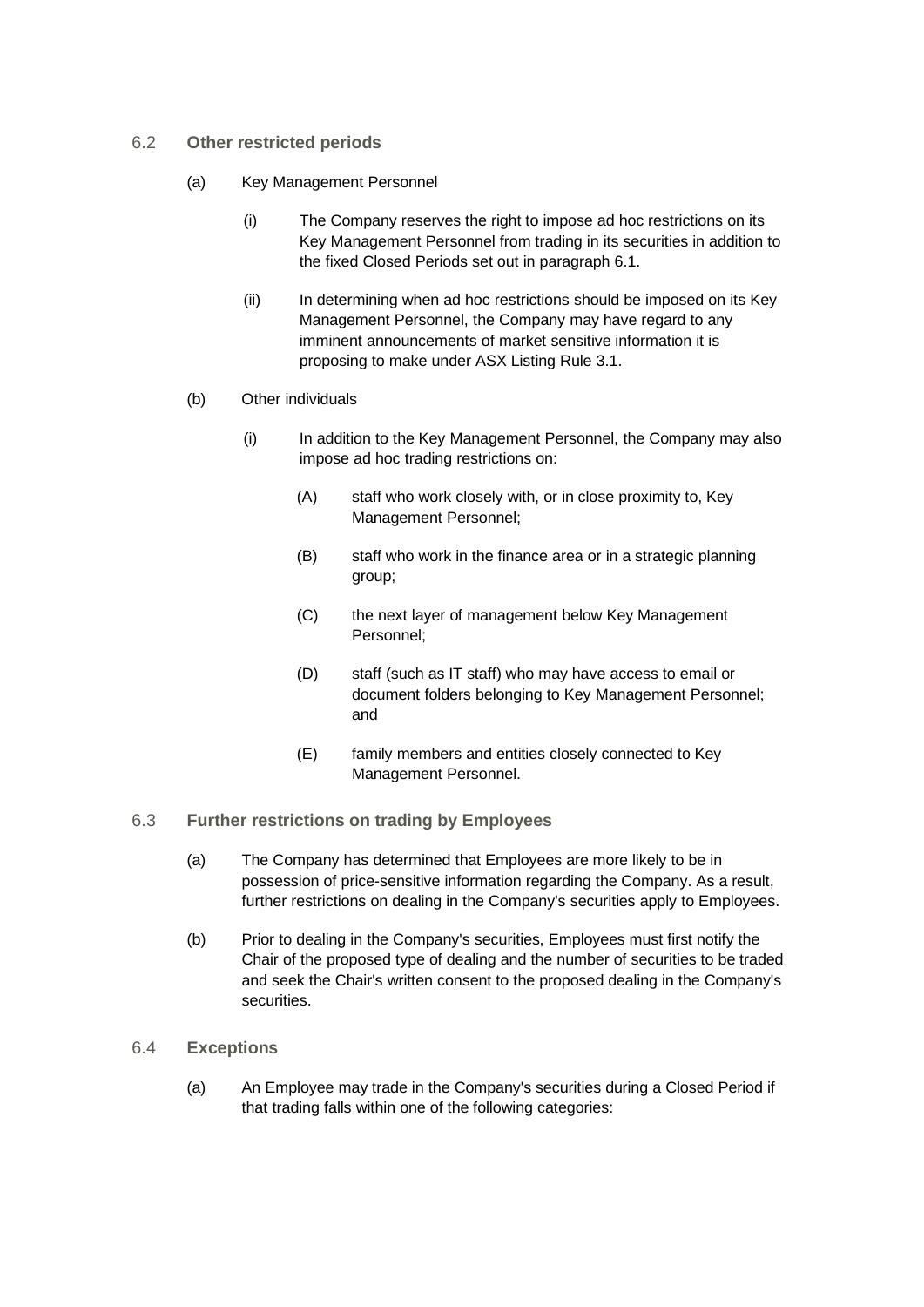### 6.2 **Other restricted periods**

(a) Key Management Personnel

(i) The Company reserves the right to impose ad hoc restrictions on its Key Management Personnel from trading in its securities in addition to the fixed Closed Periods set out in paragraph 6.1.

(ii) In determining when ad hoc restrictions should be imposed on its Key Management Personnel, the Company may have regard to any imminent announcements of market sensitive information it is proposing to make under ASX Listing Rule 3.1.

(b) Other individuals

(i) In addition to the Key Management Personnel, the Company may also impose ad hoc trading restrictions on:

(A) staff who work closely with, or in close proximity to, Key Management Personnel;

(B) staff who work in the finance area or in a strategic planning group;

(C) the next layer of management below Key Management Personnel;

(D) staff (such as IT staff) who may have access to email or document folders belonging to Key Management Personnel; and

(E) family members and entities closely connected to Key Management Personnel.

### 6.3 **Further restrictions on trading by Employees**

(a) The Company has determined that Employees are more likely to be in possession of price-sensitive information regarding the Company. As a result, further restrictions on dealing in the Company's securities apply to Employees.

(b) Prior to dealing in the Company's securities, Employees must first notify the Chair of the proposed type of dealing and the number of securities to be traded and seek the Chair's written consent to the proposed dealing in the Company's securities.

### 6.4 **Exceptions**

(a) An Employee may trade in the Company's securities during a Closed Period if that trading falls within one of the following categories: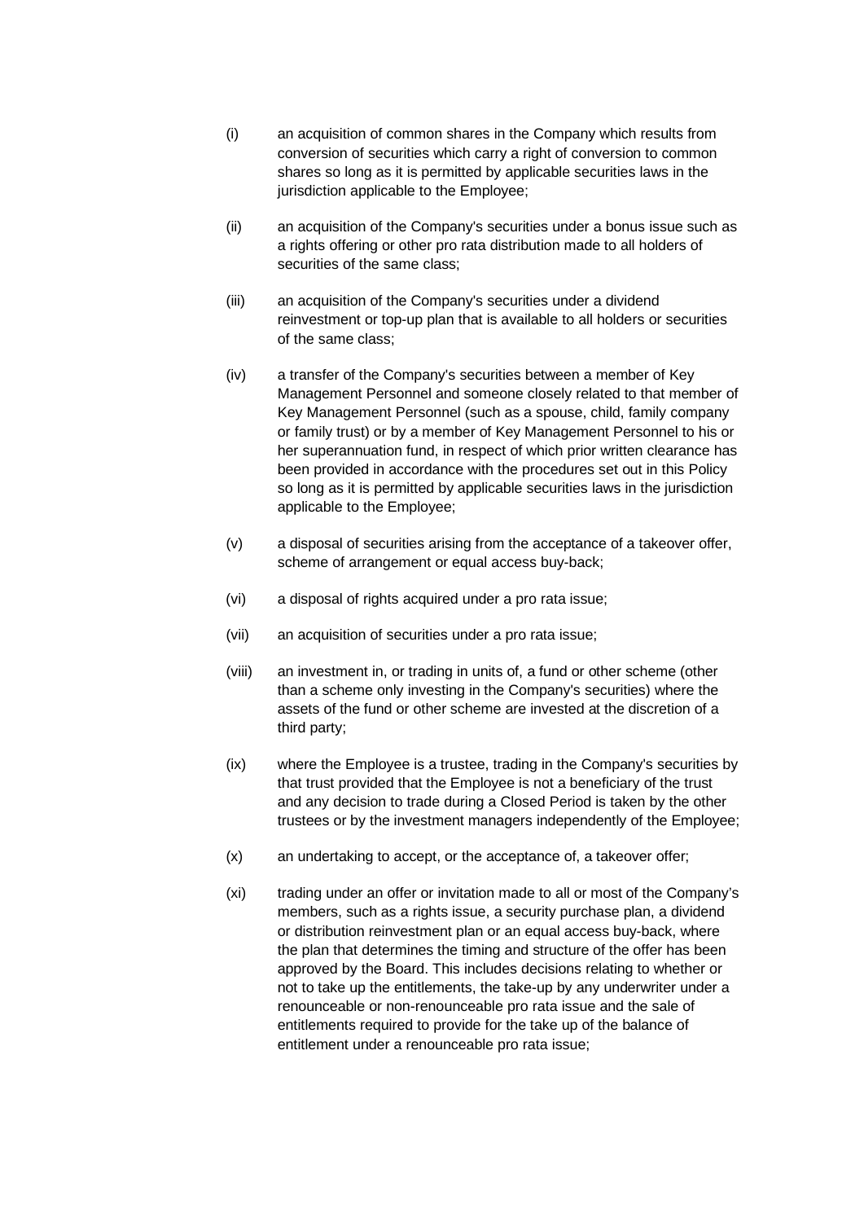(i) an acquisition of common shares in the Company which results from conversion of securities which carry a right of conversion to common shares so long as it is permitted by applicable securities laws in the jurisdiction applicable to the Employee;

(ii) an acquisition of the Company's securities under a bonus issue such as a rights offering or other pro rata distribution made to all holders of securities of the same class;

(iii) an acquisition of the Company's securities under a dividend reinvestment or top-up plan that is available to all holders or securities of the same class;

(iv) a transfer of the Company's securities between a member of Key Management Personnel and someone closely related to that member of Key Management Personnel (such as a spouse, child, family company or family trust) or by a member of Key Management Personnel to his or her superannuation fund, in respect of which prior written clearance has been provided in accordance with the procedures set out in this Policy so long as it is permitted by applicable securities laws in the jurisdiction applicable to the Employee;

(v) a disposal of securities arising from the acceptance of a takeover offer, scheme of arrangement or equal access buy-back;

(vi) a disposal of rights acquired under a pro rata issue;

(vii) an acquisition of securities under a pro rata issue;

(viii) an investment in, or trading in units of, a fund or other scheme (other than a scheme only investing in the Company's securities) where the assets of the fund or other scheme are invested at the discretion of a third party;

(ix) where the Employee is a trustee, trading in the Company's securities by that trust provided that the Employee is not a beneficiary of the trust and any decision to trade during a Closed Period is taken by the other trustees or by the investment managers independently of the Employee;

(x) an undertaking to accept, or the acceptance of, a takeover offer;

(xi) trading under an offer or invitation made to all or most of the Company's members, such as a rights issue, a security purchase plan, a dividend or distribution reinvestment plan or an equal access buy-back, where the plan that determines the timing and structure of the offer has been approved by the Board. This includes decisions relating to whether or not to take up the entitlements, the take-up by any underwriter under a renounceable or non-renounceable pro rata issue and the sale of entitlements required to provide for the take up of the balance of entitlement under a renounceable pro rata issue;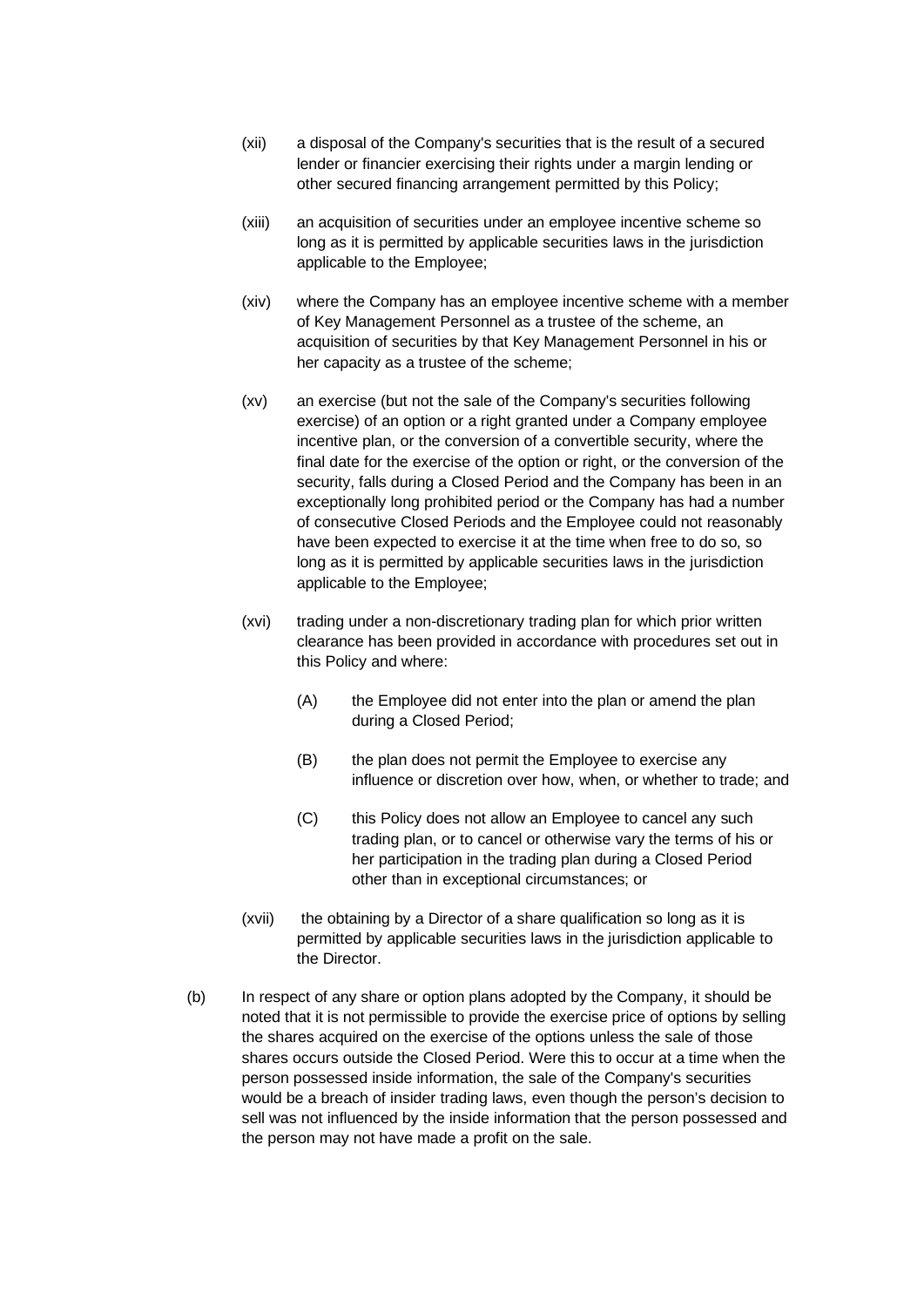(xii) a disposal of the Company's securities that is the result of a secured lender or financier exercising their rights under a margin lending or other secured financing arrangement permitted by this Policy;

(xiii) an acquisition of securities under an employee incentive scheme so long as it is permitted by applicable securities laws in the jurisdiction applicable to the Employee;

(xiv) where the Company has an employee incentive scheme with a member of Key Management Personnel as a trustee of the scheme, an acquisition of securities by that Key Management Personnel in his or her capacity as a trustee of the scheme;

(xv) an exercise (but not the sale of the Company's securities following exercise) of an option or a right granted under a Company employee incentive plan, or the conversion of a convertible security, where the final date for the exercise of the option or right, or the conversion of the security, falls during a Closed Period and the Company has been in an exceptionally long prohibited period or the Company has had a number of consecutive Closed Periods and the Employee could not reasonably have been expected to exercise it at the time when free to do so, so long as it is permitted by applicable securities laws in the jurisdiction applicable to the Employee;

(xvi) trading under a non-discretionary trading plan for which prior written clearance has been provided in accordance with procedures set out in this Policy and where:

  (A) the Employee did not enter into the plan or amend the plan during a Closed Period;

  (B) the plan does not permit the Employee to exercise any influence or discretion over how, when, or whether to trade; and

  (C) this Policy does not allow an Employee to cancel any such trading plan, or to cancel or otherwise vary the terms of his or her participation in the trading plan during a Closed Period other than in exceptional circumstances; or

(xvii) the obtaining by a Director of a share qualification so long as it is permitted by applicable securities laws in the jurisdiction applicable to the Director.

(b) In respect of any share or option plans adopted by the Company, it should be noted that it is not permissible to provide the exercise price of options by selling the shares acquired on the exercise of the options unless the sale of those shares occurs outside the Closed Period. Were this to occur at a time when the person possessed inside information, the sale of the Company's securities would be a breach of insider trading laws, even though the person's decision to sell was not influenced by the inside information that the person possessed and the person may not have made a profit on the sale.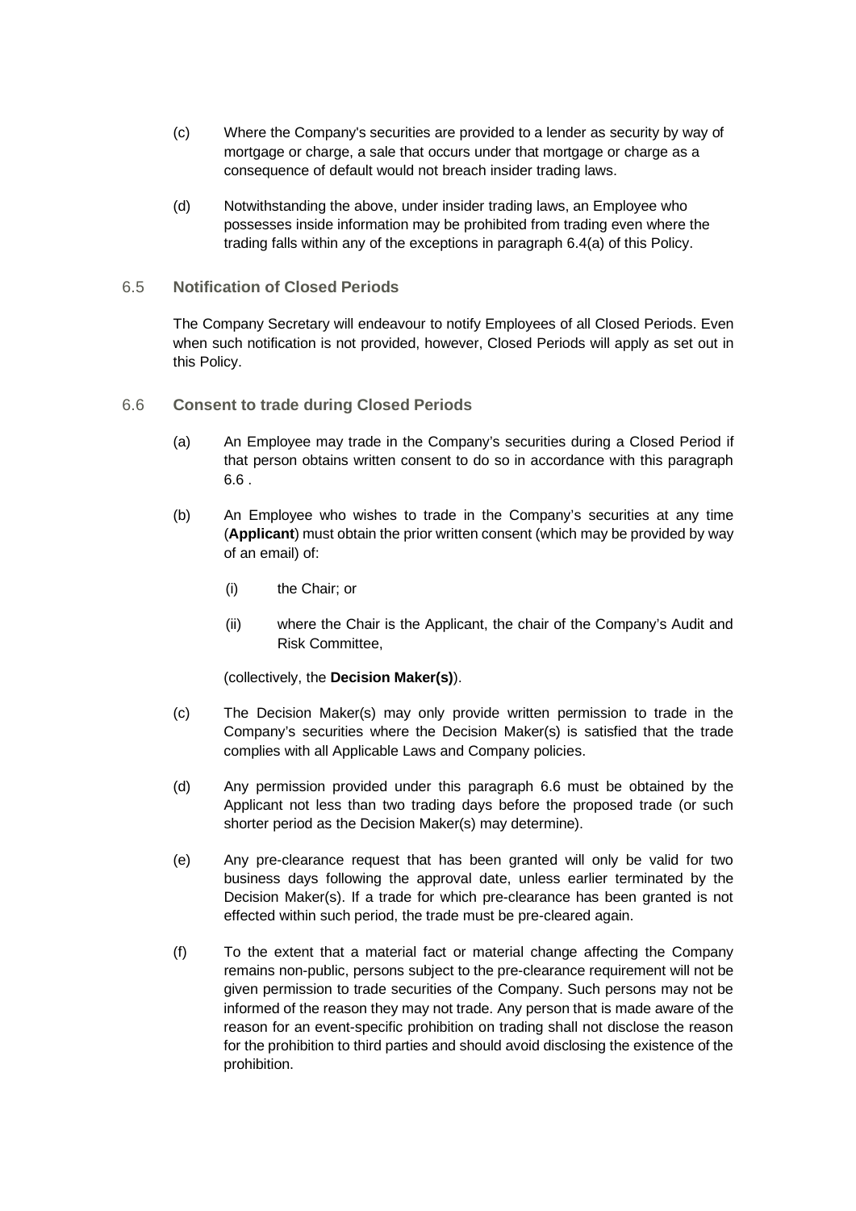(c) Where the Company's securities are provided to a lender as security by way of mortgage or charge, a sale that occurs under that mortgage or charge as a consequence of default would not breach insider trading laws.

(d) Notwithstanding the above, under insider trading laws, an Employee who possesses inside information may be prohibited from trading even where the trading falls within any of the exceptions in paragraph 6.4(a) of this Policy.

### 6.5 Notification of Closed Periods

The Company Secretary will endeavour to notify Employees of all Closed Periods. Even when such notification is not provided, however, Closed Periods will apply as set out in this Policy.

### 6.6 Consent to trade during Closed Periods

(a) An Employee may trade in the Company's securities during a Closed Period if that person obtains written consent to do so in accordance with this paragraph 6.6 .

(b) An Employee who wishes to trade in the Company's securities at any time (**Applicant**) must obtain the prior written consent (which may be provided by way of an email) of:

   (i) the Chair; or

   (ii) where the Chair is the Applicant, the chair of the Company's Audit and Risk Committee,

   (collectively, the **Decision Maker(s)**).

(c) The Decision Maker(s) may only provide written permission to trade in the Company's securities where the Decision Maker(s) is satisfied that the trade complies with all Applicable Laws and Company policies.

(d) Any permission provided under this paragraph 6.6 must be obtained by the Applicant not less than two trading days before the proposed trade (or such shorter period as the Decision Maker(s) may determine).

(e) Any pre-clearance request that has been granted will only be valid for two business days following the approval date, unless earlier terminated by the Decision Maker(s). If a trade for which pre-clearance has been granted is not effected within such period, the trade must be pre-cleared again.

(f) To the extent that a material fact or material change affecting the Company remains non-public, persons subject to the pre-clearance requirement will not be given permission to trade securities of the Company. Such persons may not be informed of the reason they may not trade. Any person that is made aware of the reason for an event-specific prohibition on trading shall not disclose the reason for the prohibition to third parties and should avoid disclosing the existence of the prohibition.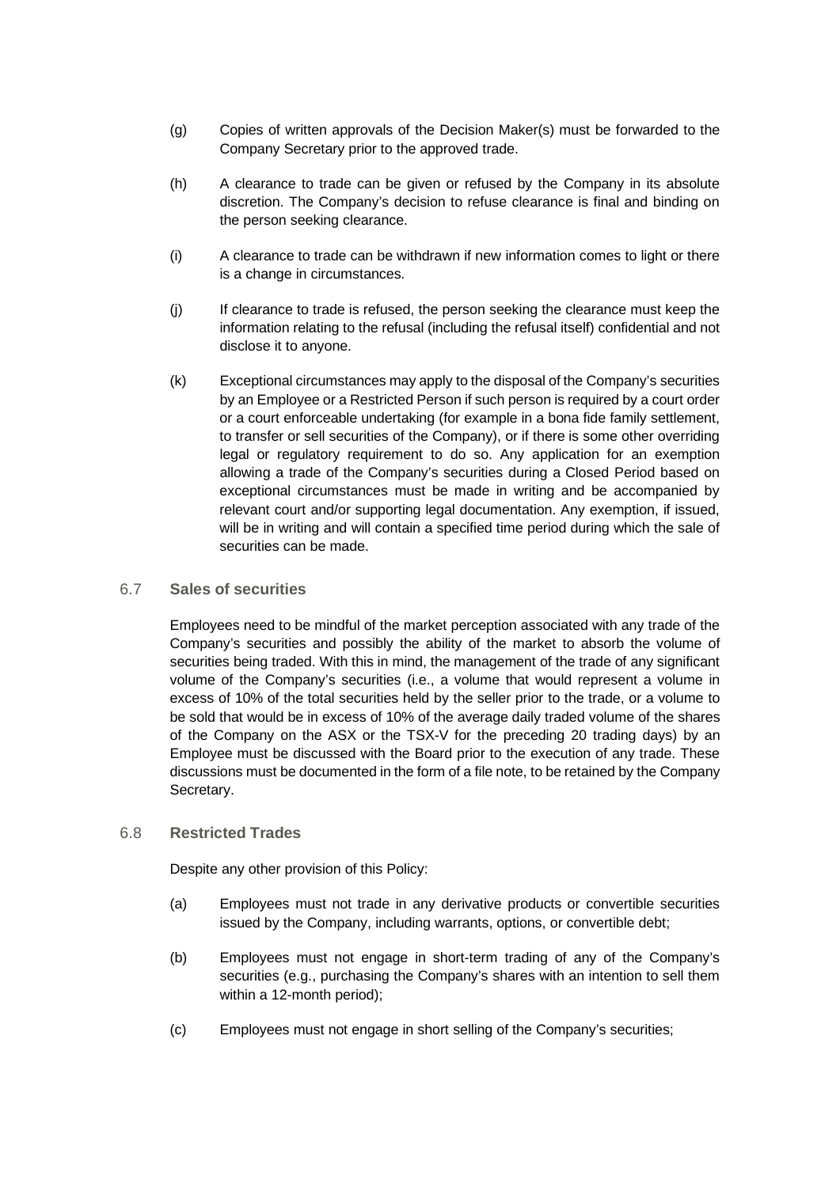(g) Copies of written approvals of the Decision Maker(s) must be forwarded to the Company Secretary prior to the approved trade.

(h) A clearance to trade can be given or refused by the Company in its absolute discretion. The Company's decision to refuse clearance is final and binding on the person seeking clearance.

(i) A clearance to trade can be withdrawn if new information comes to light or there is a change in circumstances.

(j) If clearance to trade is refused, the person seeking the clearance must keep the information relating to the refusal (including the refusal itself) confidential and not disclose it to anyone.

(k) Exceptional circumstances may apply to the disposal of the Company's securities by an Employee or a Restricted Person if such person is required by a court order or a court enforceable undertaking (for example in a bona fide family settlement, to transfer or sell securities of the Company), or if there is some other overriding legal or regulatory requirement to do so. Any application for an exemption allowing a trade of the Company's securities during a Closed Period based on exceptional circumstances must be made in writing and be accompanied by relevant court and/or supporting legal documentation. Any exemption, if issued, will be in writing and will contain a specified time period during which the sale of securities can be made.

### 6.7 Sales of securities

Employees need to be mindful of the market perception associated with any trade of the Company's securities and possibly the ability of the market to absorb the volume of securities being traded. With this in mind, the management of the trade of any significant volume of the Company's securities (i.e., a volume that would represent a volume in excess of 10% of the total securities held by the seller prior to the trade, or a volume to be sold that would be in excess of 10% of the average daily traded volume of the shares of the Company on the ASX or the TSX-V for the preceding 20 trading days) by an Employee must be discussed with the Board prior to the execution of any trade. These discussions must be documented in the form of a file note, to be retained by the Company Secretary.

### 6.8 Restricted Trades

Despite any other provision of this Policy:

(a) Employees must not trade in any derivative products or convertible securities issued by the Company, including warrants, options, or convertible debt;

(b) Employees must not engage in short-term trading of any of the Company's securities (e.g., purchasing the Company's shares with an intention to sell them within a 12-month period);

(c) Employees must not engage in short selling of the Company's securities;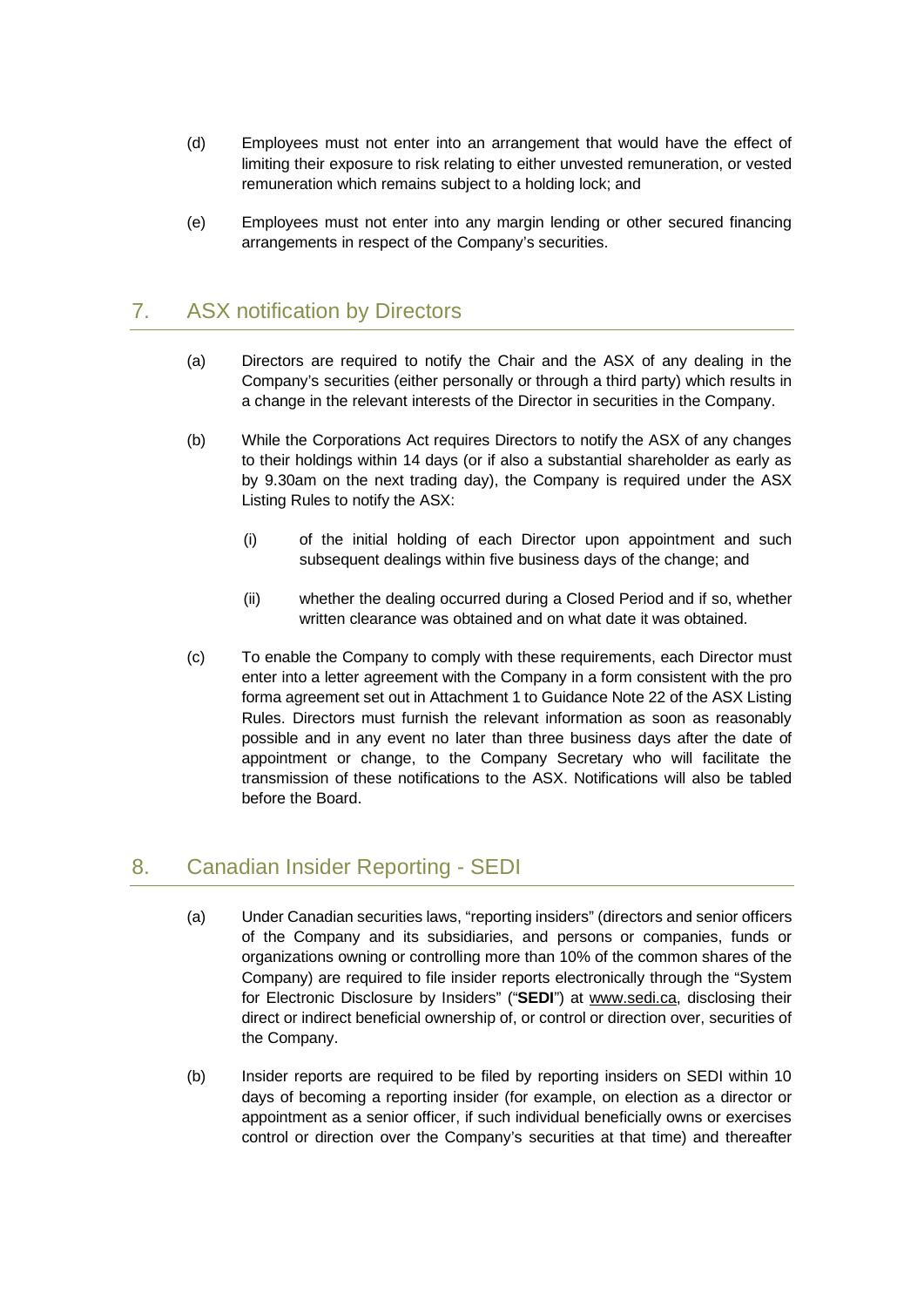(d) Employees must not enter into an arrangement that would have the effect of limiting their exposure to risk relating to either unvested remuneration, or vested remuneration which remains subject to a holding lock; and

(e) Employees must not enter into any margin lending or other secured financing arrangements in respect of the Company's securities.

## 7. ASX notification by Directors

(a) Directors are required to notify the Chair and the ASX of any dealing in the Company's securities (either personally or through a third party) which results in a change in the relevant interests of the Director in securities in the Company.

(b) While the Corporations Act requires Directors to notify the ASX of any changes to their holdings within 14 days (or if also a substantial shareholder as early as by 9.30am on the next trading day), the Company is required under the ASX Listing Rules to notify the ASX:

  (i) of the initial holding of each Director upon appointment and such subsequent dealings within five business days of the change; and

  (ii) whether the dealing occurred during a Closed Period and if so, whether written clearance was obtained and on what date it was obtained.

(c) To enable the Company to comply with these requirements, each Director must enter into a letter agreement with the Company in a form consistent with the pro forma agreement set out in Attachment 1 to Guidance Note 22 of the ASX Listing Rules. Directors must furnish the relevant information as soon as reasonably possible and in any event no later than three business days after the date of appointment or change, to the Company Secretary who will facilitate the transmission of these notifications to the ASX. Notifications will also be tabled before the Board.

## 8. Canadian Insider Reporting - SEDI

(a) Under Canadian securities laws, "reporting insiders" (directors and senior officers of the Company and its subsidiaries, and persons or companies, funds or organizations owning or controlling more than 10% of the common shares of the Company) are required to file insider reports electronically through the "System for Electronic Disclosure by Insiders" ("**SEDI**") at www.sedi.ca, disclosing their direct or indirect beneficial ownership of, or control or direction over, securities of the Company.

(b) Insider reports are required to be filed by reporting insiders on SEDI within 10 days of becoming a reporting insider (for example, on election as a director or appointment as a senior officer, if such individual beneficially owns or exercises control or direction over the Company's securities at that time) and thereafter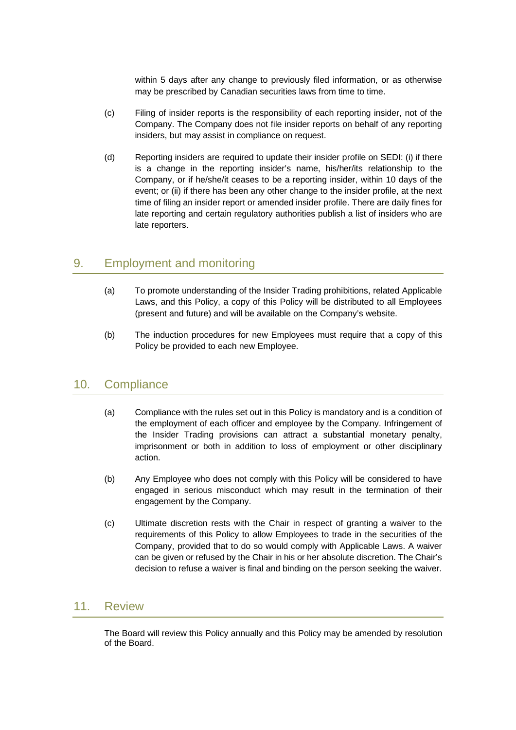within 5 days after any change to previously filed information, or as otherwise may be prescribed by Canadian securities laws from time to time.

(c) Filing of insider reports is the responsibility of each reporting insider, not of the Company. The Company does not file insider reports on behalf of any reporting insiders, but may assist in compliance on request.

(d) Reporting insiders are required to update their insider profile on SEDI: (i) if there is a change in the reporting insider's name, his/her/its relationship to the Company, or if he/she/it ceases to be a reporting insider, within 10 days of the event; or (ii) if there has been any other change to the insider profile, at the next time of filing an insider report or amended insider profile. There are daily fines for late reporting and certain regulatory authorities publish a list of insiders who are late reporters.

## 9. Employment and monitoring

(a) To promote understanding of the Insider Trading prohibitions, related Applicable Laws, and this Policy, a copy of this Policy will be distributed to all Employees (present and future) and will be available on the Company's website.

(b) The induction procedures for new Employees must require that a copy of this Policy be provided to each new Employee.

## 10. Compliance

(a) Compliance with the rules set out in this Policy is mandatory and is a condition of the employment of each officer and employee by the Company. Infringement of the Insider Trading provisions can attract a substantial monetary penalty, imprisonment or both in addition to loss of employment or other disciplinary action.

(b) Any Employee who does not comply with this Policy will be considered to have engaged in serious misconduct which may result in the termination of their engagement by the Company.

(c) Ultimate discretion rests with the Chair in respect of granting a waiver to the requirements of this Policy to allow Employees to trade in the securities of the Company, provided that to do so would comply with Applicable Laws. A waiver can be given or refused by the Chair in his or her absolute discretion. The Chair's decision to refuse a waiver is final and binding on the person seeking the waiver.

## 11. Review

The Board will review this Policy annually and this Policy may be amended by resolution of the Board.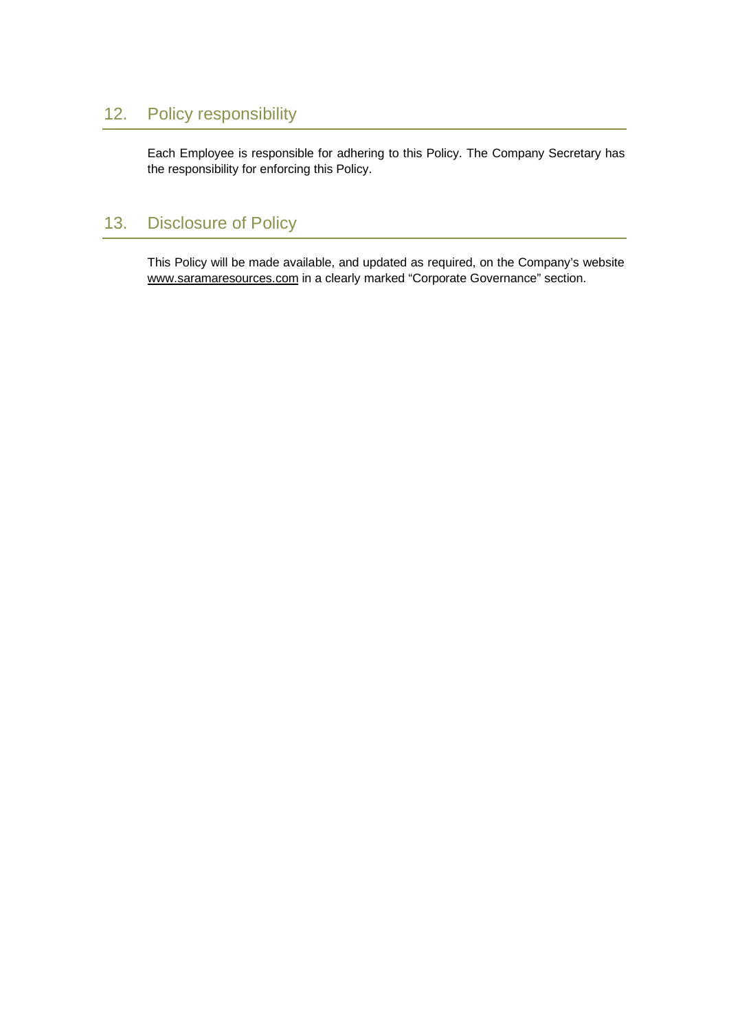## 12. Policy responsibility

Each Employee is responsible for adhering to this Policy. The Company Secretary has the responsibility for enforcing this Policy.

## 13. Disclosure of Policy

This Policy will be made available, and updated as required, on the Company's website www.saramaresources.com in a clearly marked "Corporate Governance" section.